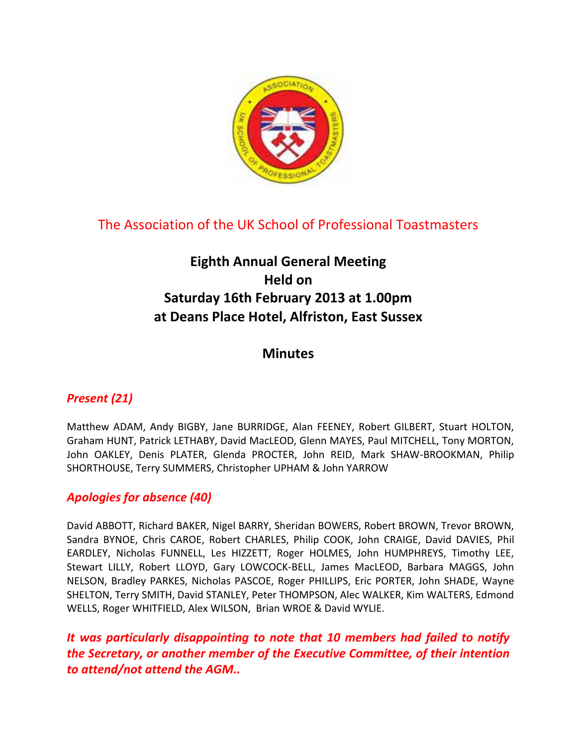## The Association of the UK School of Professional Toastmasters

# Eighth Annual General Meeting
# Held on
# Saturday 16th February 2013 at 1.00pm
# at Deans Place Hotel, Alfriston, East Sussex

## Minutes

### *Present (21)*

Matthew ADAM, Andy BIGBY, Jane BURRIDGE, Alan FEENEY, Robert GILBERT, Stuart HOLTON, Graham HUNT, Patrick LETHABY, David MacLEOD, Glenn MAYES, Paul MITCHELL, Tony MORTON, John OAKLEY, Denis PLATER, Glenda PROCTER, John REID, Mark SHAW-BROOKMAN, Philip SHORTHOUSE, Terry SUMMERS, Christopher UPHAM & John YARROW

### *Apologies for absence (40)*

David ABBOTT, Richard BAKER, Nigel BARRY, Sheridan BOWERS, Robert BROWN, Trevor BROWN, Sandra BYNOE, Chris CAROE, Robert CHARLES, Philip COOK, John CRAIGE, David DAVIES, Phil EARDLEY, Nicholas FUNNELL, Les HIZZETT, Roger HOLMES, John HUMPHREYS, Timothy LEE, Stewart LILLY, Robert LLOYD, Gary LOWCOCK-BELL, James MacLEOD, Barbara MAGGS, John NELSON, Bradley PARKES, Nicholas PASCOE, Roger PHILLIPS, Eric PORTER, John SHADE, Wayne SHELTON, Terry SMITH, David STANLEY, Peter THOMPSON, Alec WALKER, Kim WALTERS, Edmond WELLS, Roger WHITFIELD, Alex WILSON, Brian WROE & David WYLIE.

***It was particularly disappointing to note that 10 members had failed to notify the Secretary, or another member of the Executive Committee, of their intention to attend/not attend the AGM..***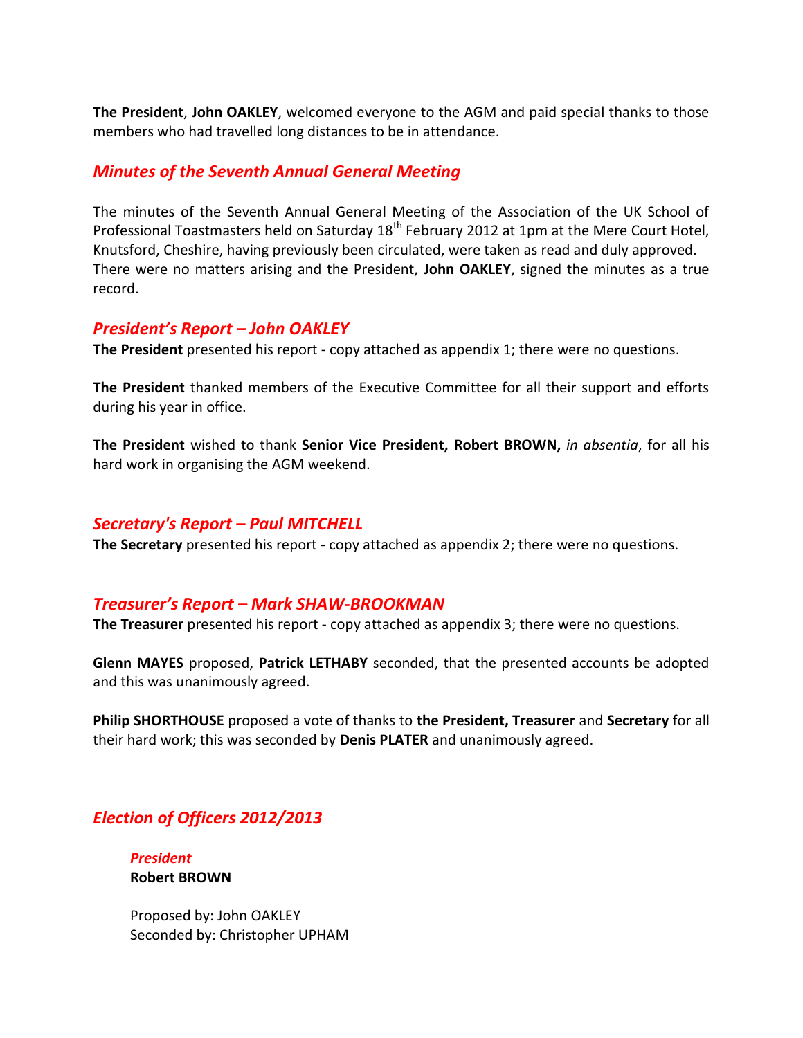**The President**, **John OAKLEY**, welcomed everyone to the AGM and paid special thanks to those members who had travelled long distances to be in attendance.

## *Minutes of the Seventh Annual General Meeting*

The minutes of the Seventh Annual General Meeting of the Association of the UK School of Professional Toastmasters held on Saturday 18th February 2012 at 1pm at the Mere Court Hotel, Knutsford, Cheshire, having previously been circulated, were taken as read and duly approved. There were no matters arising and the President, **John OAKLEY**, signed the minutes as a true record.

## *President's Report – John OAKLEY*

**The President** presented his report - copy attached as appendix 1; there were no questions.

**The President** thanked members of the Executive Committee for all their support and efforts during his year in office.

**The President** wished to thank **Senior Vice President, Robert BROWN,** *in absentia*, for all his hard work in organising the AGM weekend.

## *Secretary's Report – Paul MITCHELL*

**The Secretary** presented his report - copy attached as appendix 2; there were no questions.

## *Treasurer's Report – Mark SHAW-BROOKMAN*

**The Treasurer** presented his report - copy attached as appendix 3; there were no questions.

**Glenn MAYES** proposed, **Patrick LETHABY** seconded, that the presented accounts be adopted and this was unanimously agreed.

**Philip SHORTHOUSE** proposed a vote of thanks to **the President, Treasurer** and **Secretary** for all their hard work; this was seconded by **Denis PLATER** and unanimously agreed.

## *Election of Officers 2012/2013*

### *President*

**Robert BROWN**

Proposed by: John OAKLEY
Seconded by: Christopher UPHAM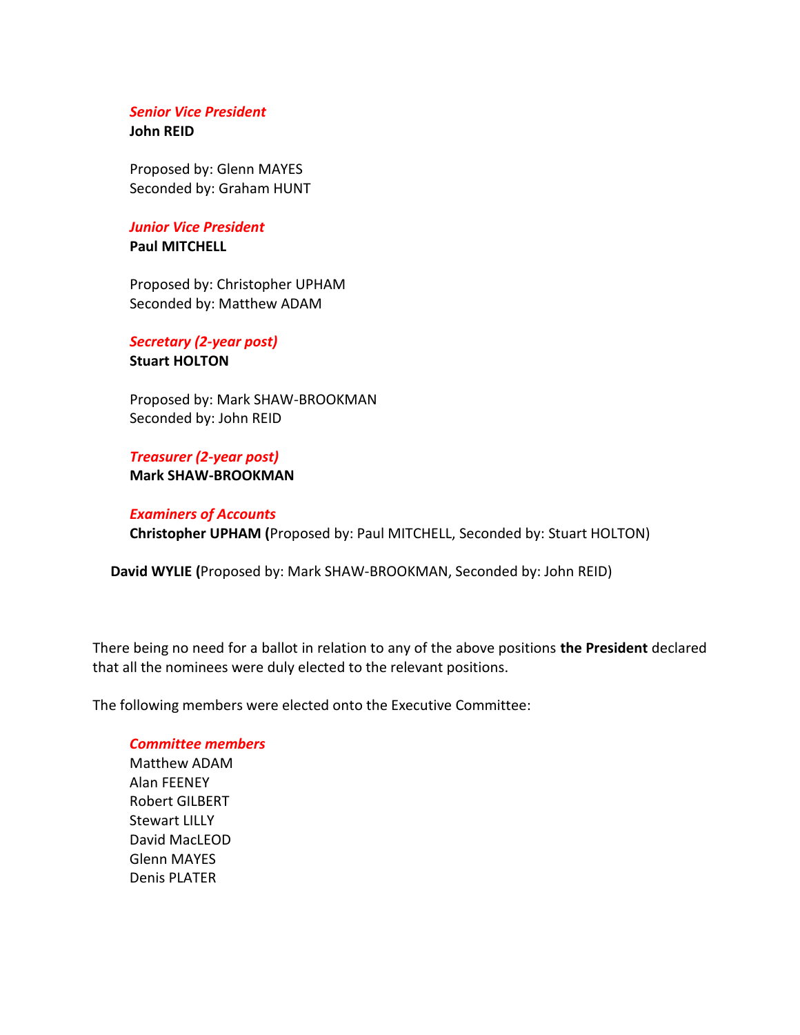***Senior Vice President***
**John REID**

Proposed by: Glenn MAYES
Seconded by: Graham HUNT

***Junior Vice President***
**Paul MITCHELL**

Proposed by: Christopher UPHAM
Seconded by: Matthew ADAM

***Secretary (2-year post)***
**Stuart HOLTON**

Proposed by: Mark SHAW-BROOKMAN
Seconded by: John REID

***Treasurer (2-year post)***
**Mark SHAW-BROOKMAN**

***Examiners of Accounts***
**Christopher UPHAM (**Proposed by: Paul MITCHELL, Seconded by: Stuart HOLTON)

**David WYLIE (**Proposed by: Mark SHAW-BROOKMAN, Seconded by: John REID)

There being no need for a ballot in relation to any of the above positions **the President** declared that all the nominees were duly elected to the relevant positions.

The following members were elected onto the Executive Committee:

***Committee members***
Matthew ADAM
Alan FEENEY
Robert GILBERT
Stewart LILLY
David MacLEOD
Glenn MAYES
Denis PLATER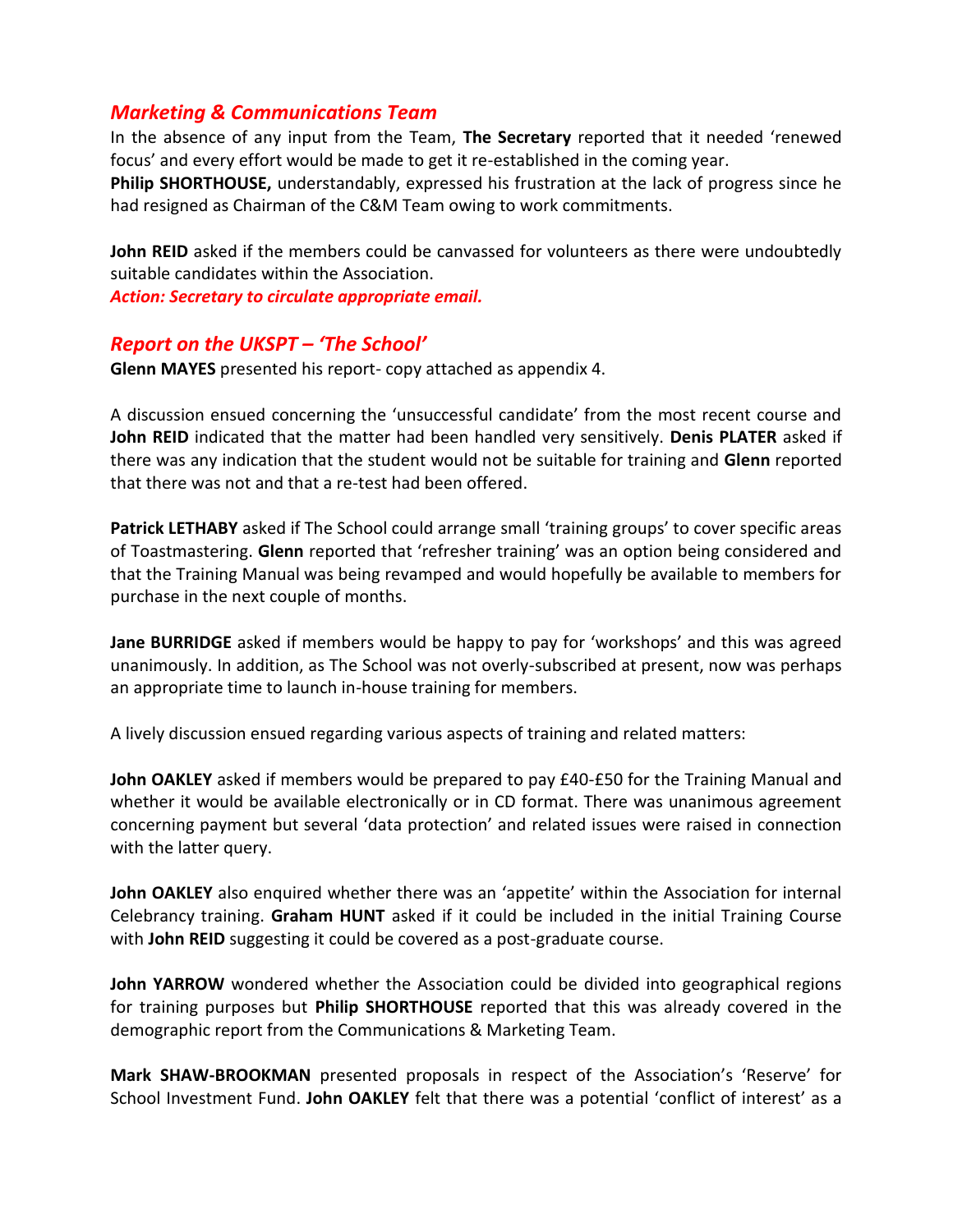## *Marketing & Communications Team*

In the absence of any input from the Team, **The Secretary** reported that it needed 'renewed focus' and every effort would be made to get it re-established in the coming year.
**Philip SHORTHOUSE,** understandably, expressed his frustration at the lack of progress since he had resigned as Chairman of the C&M Team owing to work commitments.

**John REID** asked if the members could be canvassed for volunteers as there were undoubtedly suitable candidates within the Association.
***Action: Secretary to circulate appropriate email.***

## *Report on the UKSPT – 'The School'*

**Glenn MAYES** presented his report- copy attached as appendix 4.

A discussion ensued concerning the 'unsuccessful candidate' from the most recent course and **John REID** indicated that the matter had been handled very sensitively. **Denis PLATER** asked if there was any indication that the student would not be suitable for training and **Glenn** reported that there was not and that a re-test had been offered.

**Patrick LETHABY** asked if The School could arrange small 'training groups' to cover specific areas of Toastmastering. **Glenn** reported that 'refresher training' was an option being considered and that the Training Manual was being revamped and would hopefully be available to members for purchase in the next couple of months.

**Jane BURRIDGE** asked if members would be happy to pay for 'workshops' and this was agreed unanimously. In addition, as The School was not overly-subscribed at present, now was perhaps an appropriate time to launch in-house training for members.

A lively discussion ensued regarding various aspects of training and related matters:

**John OAKLEY** asked if members would be prepared to pay £40-£50 for the Training Manual and whether it would be available electronically or in CD format. There was unanimous agreement concerning payment but several 'data protection' and related issues were raised in connection with the latter query.

**John OAKLEY** also enquired whether there was an 'appetite' within the Association for internal Celebrancy training. **Graham HUNT** asked if it could be included in the initial Training Course with **John REID** suggesting it could be covered as a post-graduate course.

**John YARROW** wondered whether the Association could be divided into geographical regions for training purposes but **Philip SHORTHOUSE** reported that this was already covered in the demographic report from the Communications & Marketing Team.

**Mark SHAW-BROOKMAN** presented proposals in respect of the Association's 'Reserve' for School Investment Fund. **John OAKLEY** felt that there was a potential 'conflict of interest' as a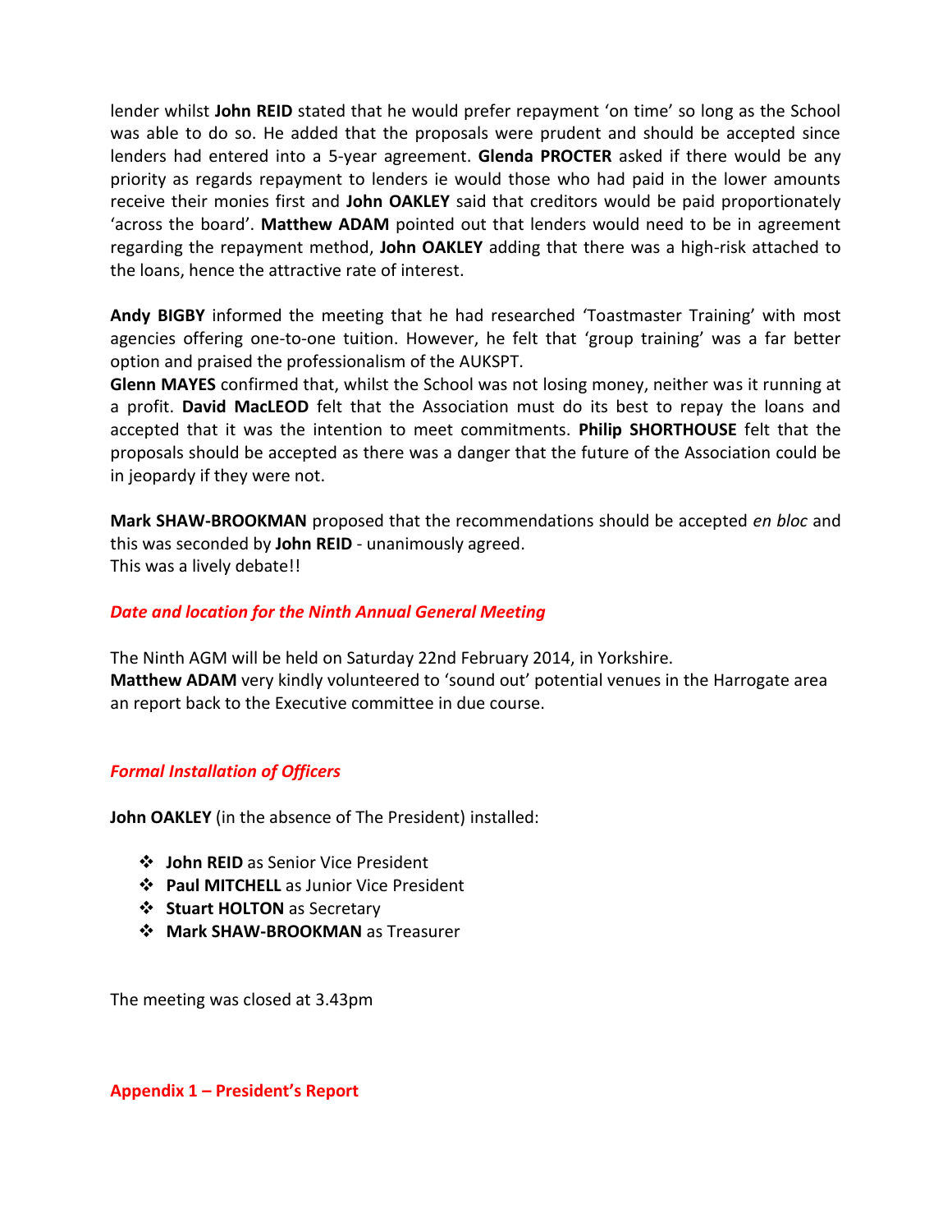lender whilst **John REID** stated that he would prefer repayment 'on time' so long as the School was able to do so. He added that the proposals were prudent and should be accepted since lenders had entered into a 5-year agreement. **Glenda PROCTER** asked if there would be any priority as regards repayment to lenders ie would those who had paid in the lower amounts receive their monies first and **John OAKLEY** said that creditors would be paid proportionately 'across the board'. **Matthew ADAM** pointed out that lenders would need to be in agreement regarding the repayment method, **John OAKLEY** adding that there was a high-risk attached to the loans, hence the attractive rate of interest.

**Andy BIGBY** informed the meeting that he had researched 'Toastmaster Training' with most agencies offering one-to-one tuition. However, he felt that 'group training' was a far better option and praised the professionalism of the AUKSPT.
**Glenn MAYES** confirmed that, whilst the School was not losing money, neither was it running at a profit. **David MacLEOD** felt that the Association must do its best to repay the loans and accepted that it was the intention to meet commitments. **Philip SHORTHOUSE** felt that the proposals should be accepted as there was a danger that the future of the Association could be in jeopardy if they were not.

**Mark SHAW-BROOKMAN** proposed that the recommendations should be accepted *en bloc* and this was seconded by **John REID** - unanimously agreed.
This was a lively debate!!

### *Date and location for the Ninth Annual General Meeting*

The Ninth AGM will be held on Saturday 22nd February 2014, in Yorkshire.
**Matthew ADAM** very kindly volunteered to 'sound out' potential venues in the Harrogate area an report back to the Executive committee in due course.

### *Formal Installation of Officers*

**John OAKLEY** (in the absence of The President) installed:

- **John REID** as Senior Vice President
- **Paul MITCHELL** as Junior Vice President
- **Stuart HOLTON** as Secretary
- **Mark SHAW-BROOKMAN** as Treasurer

The meeting was closed at 3.43pm

## Appendix 1 – President's Report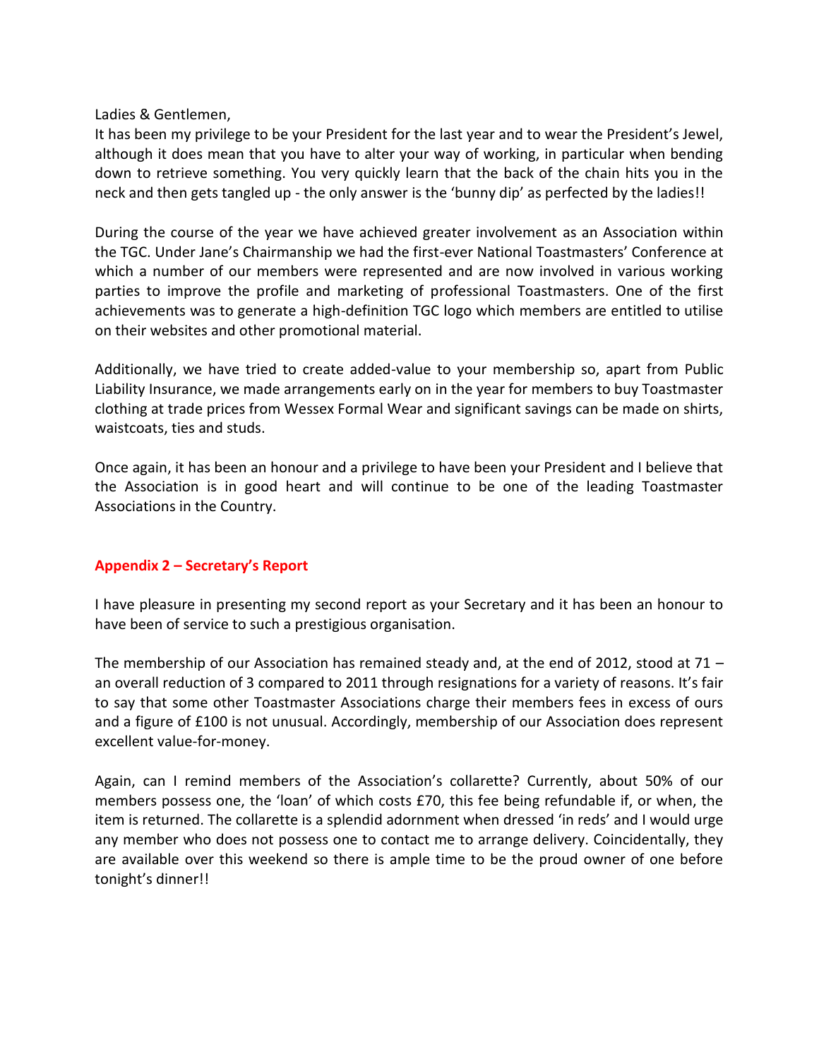Ladies & Gentlemen,

It has been my privilege to be your President for the last year and to wear the President's Jewel, although it does mean that you have to alter your way of working, in particular when bending down to retrieve something. You very quickly learn that the back of the chain hits you in the neck and then gets tangled up - the only answer is the 'bunny dip' as perfected by the ladies!!

During the course of the year we have achieved greater involvement as an Association within the TGC. Under Jane's Chairmanship we had the first-ever National Toastmasters' Conference at which a number of our members were represented and are now involved in various working parties to improve the profile and marketing of professional Toastmasters. One of the first achievements was to generate a high-definition TGC logo which members are entitled to utilise on their websites and other promotional material.

Additionally, we have tried to create added-value to your membership so, apart from Public Liability Insurance, we made arrangements early on in the year for members to buy Toastmaster clothing at trade prices from Wessex Formal Wear and significant savings can be made on shirts, waistcoats, ties and studs.

Once again, it has been an honour and a privilege to have been your President and I believe that the Association is in good heart and will continue to be one of the leading Toastmaster Associations in the Country.

## Appendix 2 – Secretary's Report

I have pleasure in presenting my second report as your Secretary and it has been an honour to have been of service to such a prestigious organisation.

The membership of our Association has remained steady and, at the end of 2012, stood at 71 – an overall reduction of 3 compared to 2011 through resignations for a variety of reasons. It's fair to say that some other Toastmaster Associations charge their members fees in excess of ours and a figure of £100 is not unusual. Accordingly, membership of our Association does represent excellent value-for-money.

Again, can I remind members of the Association's collarette? Currently, about 50% of our members possess one, the 'loan' of which costs £70, this fee being refundable if, or when, the item is returned. The collarette is a splendid adornment when dressed 'in reds' and I would urge any member who does not possess one to contact me to arrange delivery. Coincidentally, they are available over this weekend so there is ample time to be the proud owner of one before tonight's dinner!!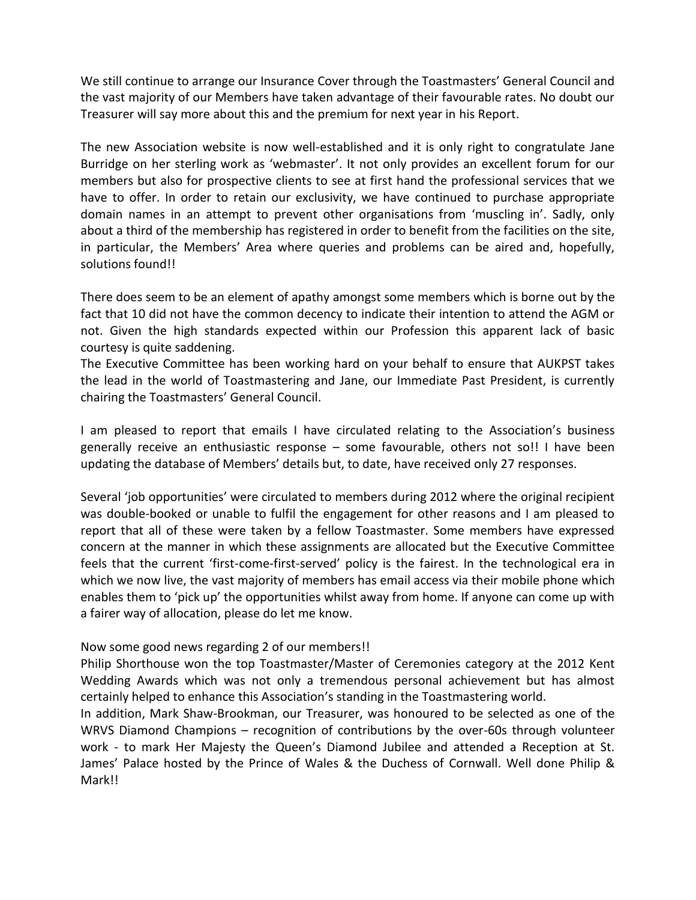We still continue to arrange our Insurance Cover through the Toastmasters' General Council and the vast majority of our Members have taken advantage of their favourable rates. No doubt our Treasurer will say more about this and the premium for next year in his Report.

The new Association website is now well-established and it is only right to congratulate Jane Burridge on her sterling work as 'webmaster'. It not only provides an excellent forum for our members but also for prospective clients to see at first hand the professional services that we have to offer. In order to retain our exclusivity, we have continued to purchase appropriate domain names in an attempt to prevent other organisations from 'muscling in'. Sadly, only about a third of the membership has registered in order to benefit from the facilities on the site, in particular, the Members' Area where queries and problems can be aired and, hopefully, solutions found!!

There does seem to be an element of apathy amongst some members which is borne out by the fact that 10 did not have the common decency to indicate their intention to attend the AGM or not. Given the high standards expected within our Profession this apparent lack of basic courtesy is quite saddening.
The Executive Committee has been working hard on your behalf to ensure that AUKPST takes the lead in the world of Toastmastering and Jane, our Immediate Past President, is currently chairing the Toastmasters' General Council.

I am pleased to report that emails I have circulated relating to the Association's business generally receive an enthusiastic response – some favourable, others not so!! I have been updating the database of Members' details but, to date, have received only 27 responses.

Several 'job opportunities' were circulated to members during 2012 where the original recipient was double-booked or unable to fulfil the engagement for other reasons and I am pleased to report that all of these were taken by a fellow Toastmaster. Some members have expressed concern at the manner in which these assignments are allocated but the Executive Committee feels that the current 'first-come-first-served' policy is the fairest. In the technological era in which we now live, the vast majority of members has email access via their mobile phone which enables them to 'pick up' the opportunities whilst away from home. If anyone can come up with a fairer way of allocation, please do let me know.

Now some good news regarding 2 of our members!!
Philip Shorthouse won the top Toastmaster/Master of Ceremonies category at the 2012 Kent Wedding Awards which was not only a tremendous personal achievement but has almost certainly helped to enhance this Association's standing in the Toastmastering world.
In addition, Mark Shaw-Brookman, our Treasurer, was honoured to be selected as one of the WRVS Diamond Champions – recognition of contributions by the over-60s through volunteer work - to mark Her Majesty the Queen's Diamond Jubilee and attended a Reception at St. James' Palace hosted by the Prince of Wales & the Duchess of Cornwall. Well done Philip & Mark!!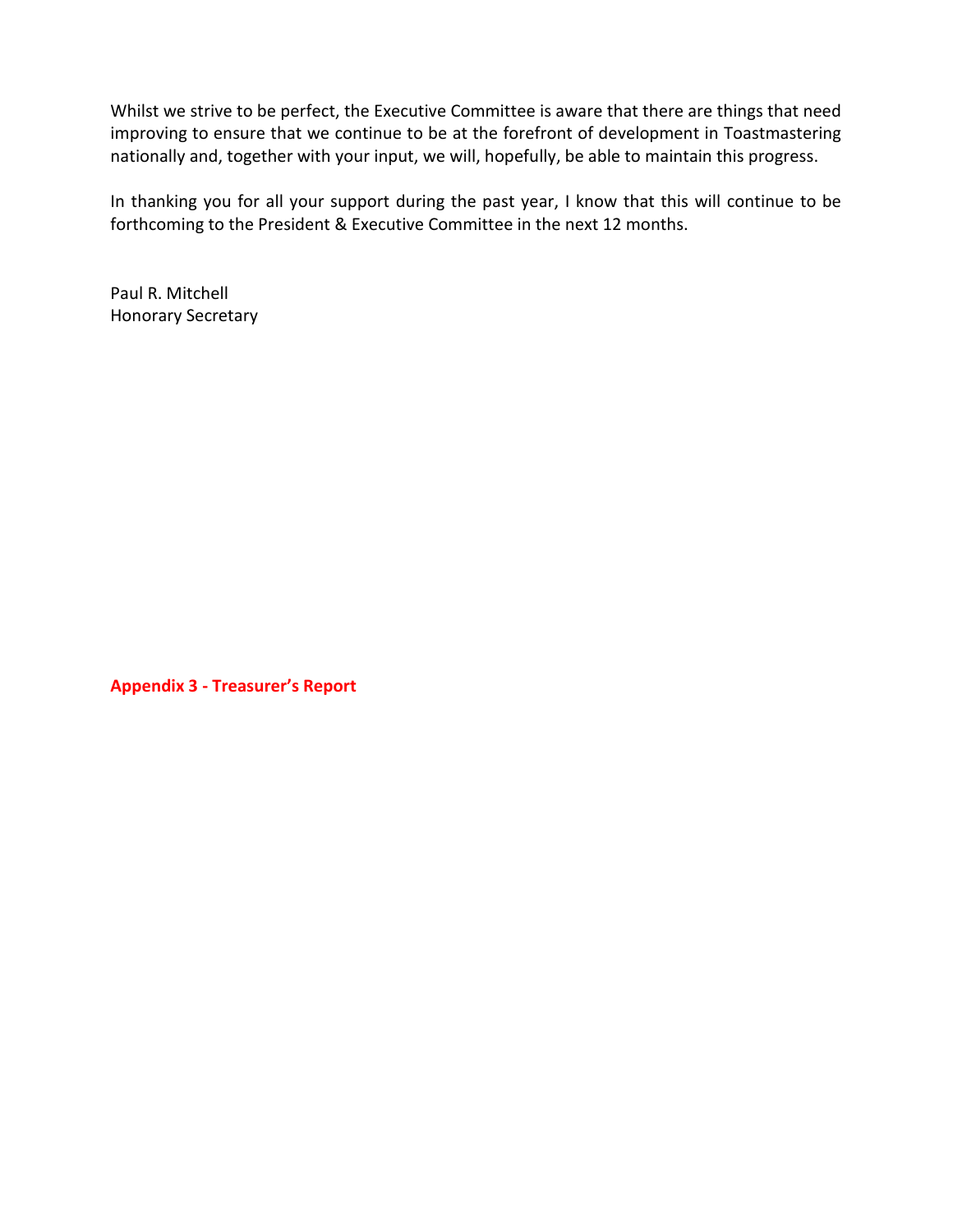Whilst we strive to be perfect, the Executive Committee is aware that there are things that need improving to ensure that we continue to be at the forefront of development in Toastmastering nationally and, together with your input, we will, hopefully, be able to maintain this progress.

In thanking you for all your support during the past year, I know that this will continue to be forthcoming to the President & Executive Committee in the next 12 months.

Paul R. Mitchell
Honorary Secretary

**Appendix 3 - Treasurer's Report**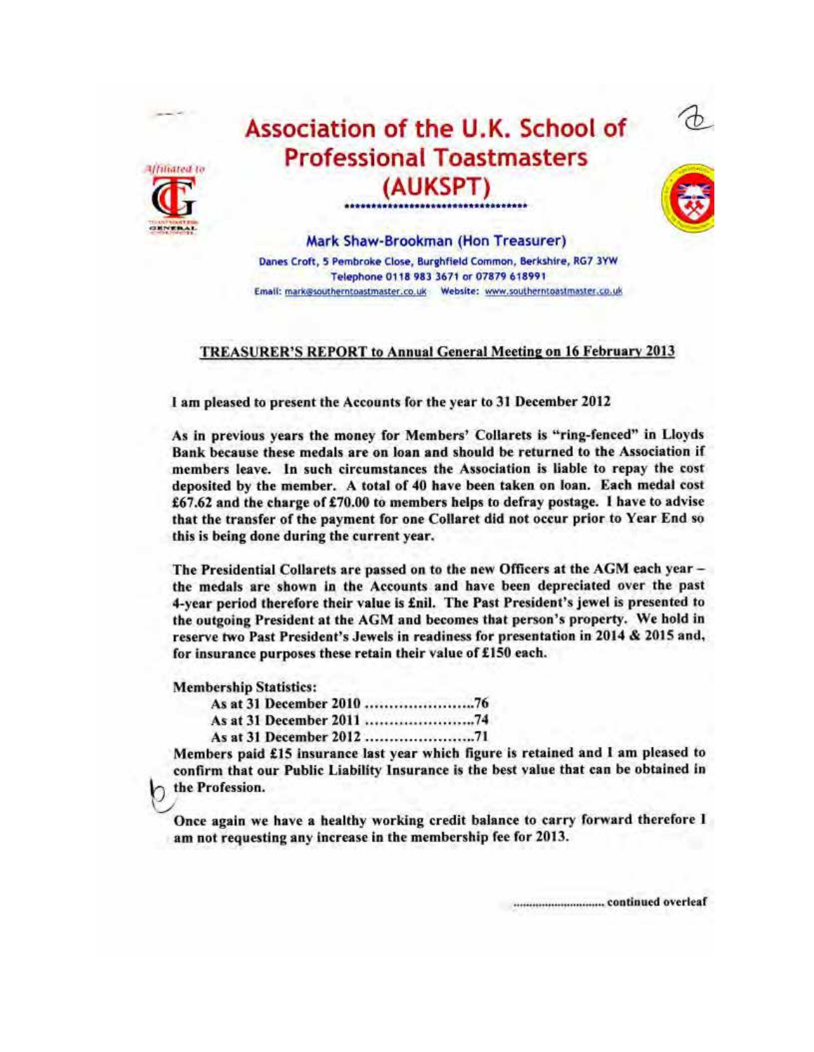# Association of the U.K. School of Professional Toastmasters (AUKSPT)

**Mark Shaw-Brookman (Hon Treasurer)**

Danes Croft, 5 Pembroke Close, Burghfield Common, Berkshire, RG7 3YW
Telephone 0118 983 3671 or 07879 618991
Email: mark@southerntoastmaster.co.uk Website: www.southerntoastmaster.co.uk

## TREASURER'S REPORT to Annual General Meeting on 16 February 2013

I am pleased to present the Accounts for the year to 31 December 2012

As in previous years the money for Members' Collarets is "ring-fenced" in Lloyds Bank because these medals are on loan and should be returned to the Association if members leave. In such circumstances the Association is liable to repay the cost deposited by the member. A total of 40 have been taken on loan. Each medal cost £67.62 and the charge of £70.00 to members helps to defray postage. I have to advise that the transfer of the payment for one Collaret did not occur prior to Year End so this is being done during the current year.

The Presidential Collarets are passed on to the new Officers at the AGM each year – the medals are shown in the Accounts and have been depreciated over the past 4-year period therefore their value is £nil. The Past President's jewel is presented to the outgoing President at the AGM and becomes that person's property. We hold in reserve two Past President's Jewels in readiness for presentation in 2014 & 2015 and, for insurance purposes these retain their value of £150 each.

Membership Statistics:

- As at 31 December 2010 ........................76
- As at 31 December 2011 ........................74
- As at 31 December 2012 ........................71

Members paid £15 insurance last year which figure is retained and I am pleased to confirm that our Public Liability Insurance is the best value that can be obtained in the Profession.

Once again we have a healthy working credit balance to carry forward therefore I am not requesting any increase in the membership fee for 2013.

............................ continued overleaf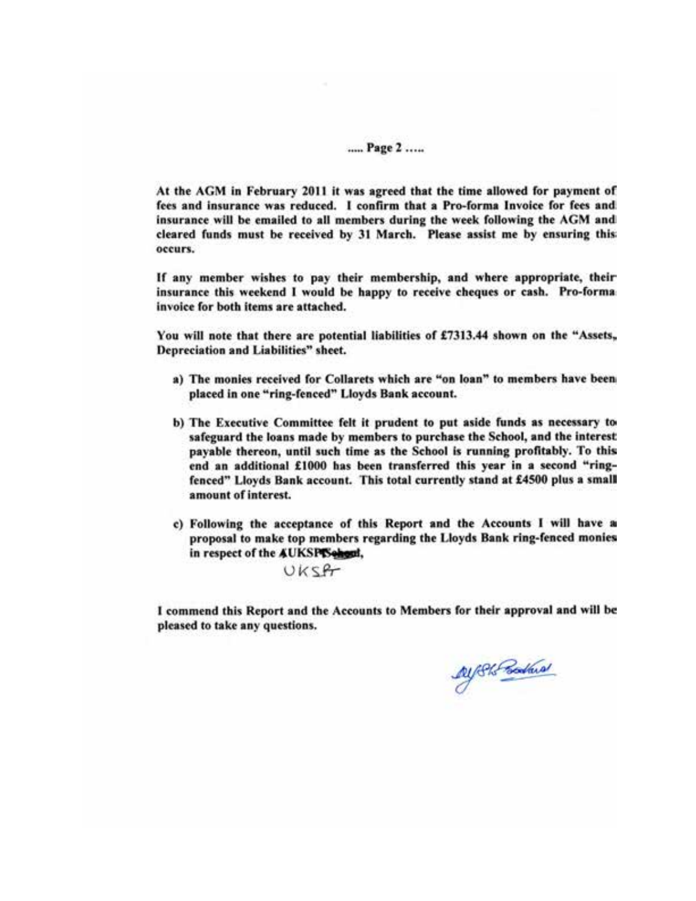At the AGM in February 2011 it was agreed that the time allowed for payment of fees and insurance was reduced. I confirm that a Pro-forma Invoice for fees and insurance will be emailed to all members during the week following the AGM and cleared funds must be received by 31 March. Please assist me by ensuring this occurs.

If any member wishes to pay their membership, and where appropriate, their insurance this weekend I would be happy to receive cheques or cash. Pro-forma invoice for both items are attached.

You will note that there are potential liabilities of £7313.44 shown on the "Assets, Depreciation and Liabilities" sheet.

a) The monies received for Collarets which are "on loan" to members have been placed in one "ring-fenced" Lloyds Bank account.

b) The Executive Committee felt it prudent to put aside funds as necessary to safeguard the loans made by members to purchase the School, and the interest payable thereon, until such time as the School is running profitably. To this end an additional £1000 has been transferred this year in a second "ring-fenced" Lloyds Bank account. This total currently stand at £4500 plus a small amount of interest.

c) Following the acceptance of this Report and the Accounts I will have a proposal to make top members regarding the Lloyds Bank ring-fenced monies in respect of the ~~UKSPT School~~, UKSPT

I commend this Report and the Accounts to Members for their approval and will be pleased to take any questions.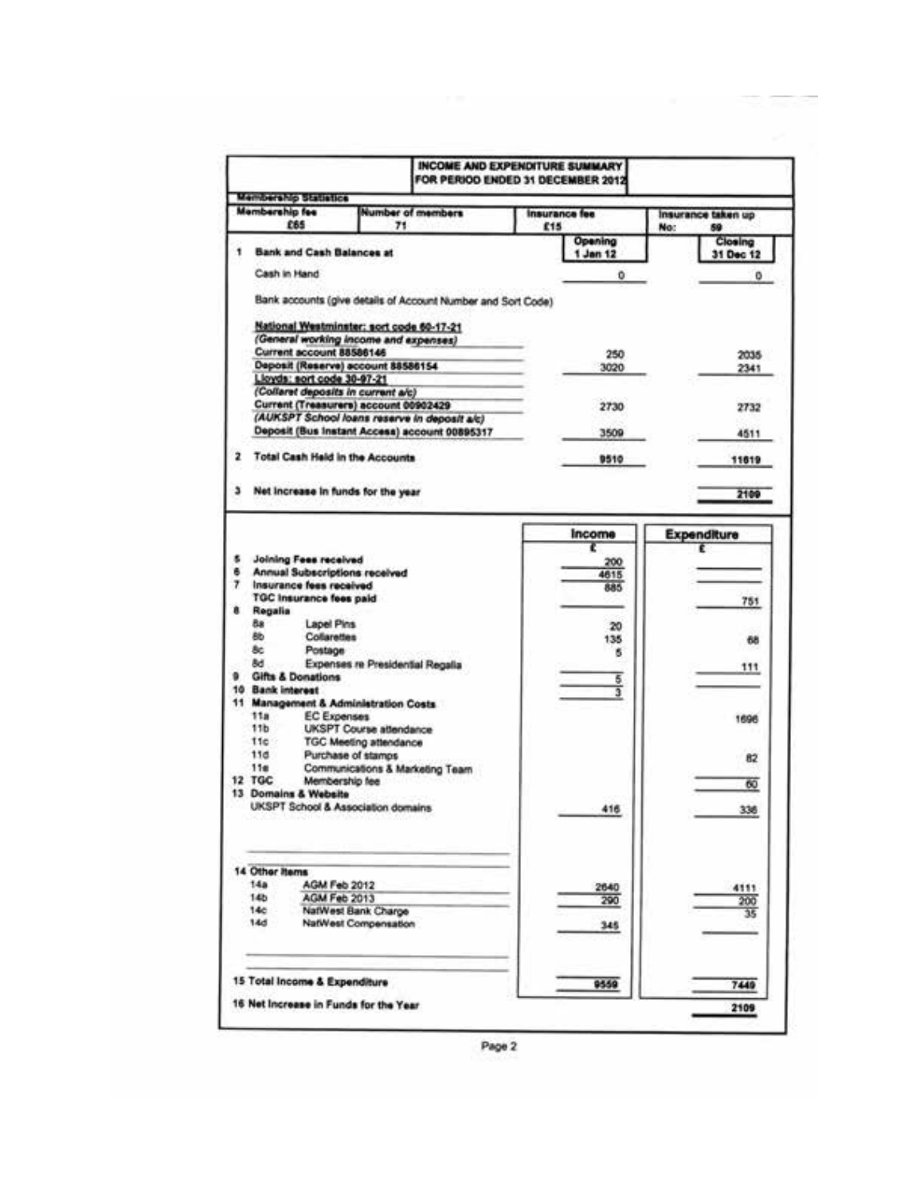## INCOME AND EXPENDITURE SUMMARY FOR PERIOD ENDED 31 DECEMBER 2012

### Membership Statistics

| Membership fee | Number of members | Insurance fee | Insurance taken up |
|---|---|---|---|
| £65 | 71 | £15 | No: 59 |

| | | Opening 1 Jan 12 | Closing 31 Dec 12 |
|---|---|---|---|
| 1 | **Bank and Cash Balances at** | | |
| | Cash in Hand | 0 | 0 |
| | Bank accounts (give details of Account Number and Sort Code) | | |
| | National Westminster: sort code 60-17-21 | | |
| | *(General working income and expenses)* | | |
| | Current account 88586146 | 250 | 2035 |
| | Deposit (Reserve) account 88586154 | 3020 | 2341 |
| | Lloyds: sort code 30-97-21 | | |
| | *(Collaret deposits in current a/c)* | | |
| | Current (Treasurers) account 00902429 | 2730 | 2732 |
| | *(AUKSPT School loans reserve in deposit a/c)* | | |
| | Deposit (Bus Instant Access) account 00895317 | 3509 | 4511 |
| 2 | **Total Cash Held in the Accounts** | 9510 | 11619 |
| 3 | **Net increase in funds for the year** | | 2109 |

| | | | Income £ | Expenditure £ |
|---|---|---|---|---|
| 5 | **Joining Fees received** | | 200 | |
| 6 | **Annual Subscriptions received** | | 4615 | |
| 7 | **Insurance fees received** | | 885 | |
| | **TGC Insurance fees paid** | | | 751 |
| 8 | **Regalia** | | | |
| | 8a | Lapel Pins | 20 | |
| | 8b | Collarettes | 135 | 68 |
| | 8c | Postage | 5 | |
| | 8d | Expenses re Presidential Regalia | | 111 |
| 9 | **Gifts & Donations** | | 5 | |
| 10 | **Bank interest** | | 3 | |
| 11 | **Management & Administration Costs** | | | |
| | 11a | EC Expenses | | 1696 |
| | 11b | UKSPT Course attendance | | |
| | 11c | TGC Meeting attendance | | |
| | 11d | Purchase of stamps | | 82 |
| | 11e | Communications & Marketing Team | | |
| 12 | **TGC** | Membership fee | | 60 |
| 13 | **Domains & Website** | | | |
| | | UKSPT School & Association domains | 416 | 336 |
| 14 | **Other Items** | | | |
| | 14a | AGM Feb 2012 | 2640 | 4111 |
| | 14b | AGM Feb 2013 | 290 | 200 |
| | 14c | NatWest Bank Charge | | 35 |
| | 14d | NatWest Compensation | 345 | |
| 15 | **Total Income & Expenditure** | | 9559 | 7449 |
| 16 | **Net Increase in Funds for the Year** | | | 2109 |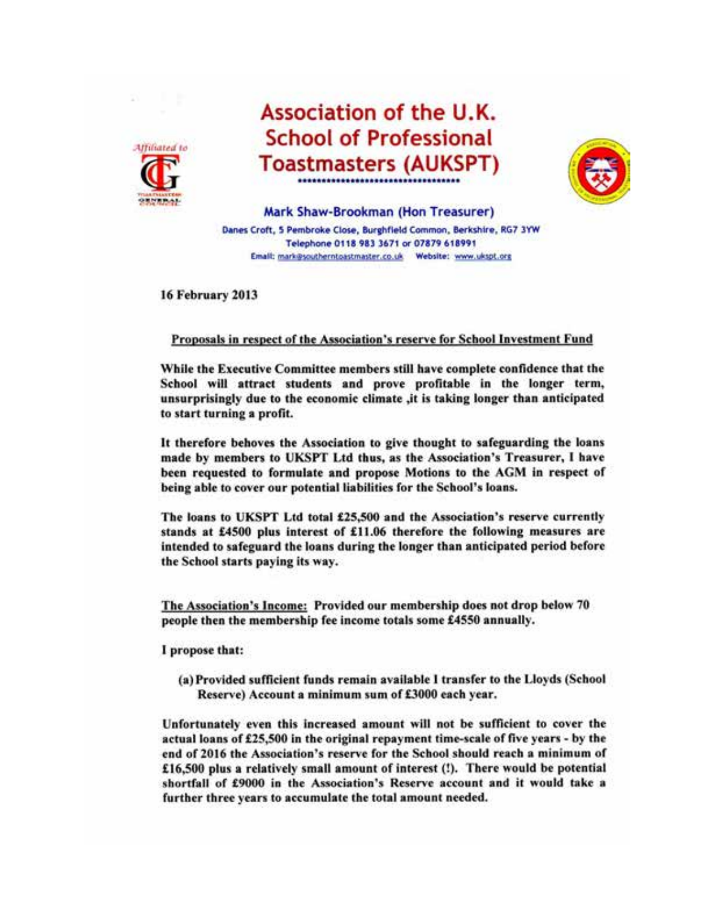# Association of the U.K. School of Professional Toastmasters (AUKSPT)

Affiliated to

**Mark Shaw-Brookman (Hon Treasurer)**

Danes Croft, 5 Pembroke Close, Burghfield Common, Berkshire, RG7 3YW
Telephone 0118 983 3671 or 07879 618991
Email: mark@southerntoastmaster.co.uk Website: www.ukspt.org

**16 February 2013**

**Proposals in respect of the Association's reserve for School Investment Fund**

**While the Executive Committee members still have complete confidence that the School will attract students and prove profitable in the longer term, unsurprisingly due to the economic climate ,it is taking longer than anticipated to start turning a profit.**

**It therefore behoves the Association to give thought to safeguarding the loans made by members to UKSPT Ltd thus, as the Association's Treasurer, I have been requested to formulate and propose Motions to the AGM in respect of being able to cover our potential liabilities for the School's loans.**

**The loans to UKSPT Ltd total £25,500 and the Association's reserve currently stands at £4500 plus interest of £11.06 therefore the following measures are intended to safeguard the loans during the longer than anticipated period before the School starts paying its way.**

**The Association's Income: Provided our membership does not drop below 70 people then the membership fee income totals some £4550 annually.**

**I propose that:**

**(a) Provided sufficient funds remain available I transfer to the Lloyds (School Reserve) Account a minimum sum of £3000 each year.**

**Unfortunately even this increased amount will not be sufficient to cover the actual loans of £25,500 in the original repayment time-scale of five years - by the end of 2016 the Association's reserve for the School should reach a minimum of £16,500 plus a relatively small amount of interest (!). There would be potential shortfall of £9000 in the Association's Reserve account and it would take a further three years to accumulate the total amount needed.**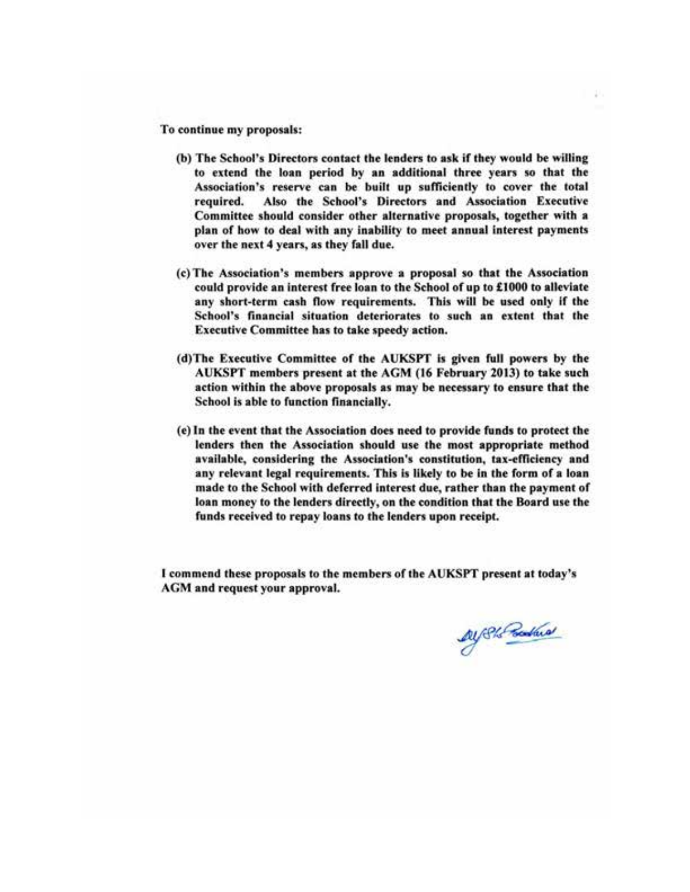**To continue my proposals:**

**(b) The School's Directors contact the lenders to ask if they would be willing to extend the loan period by an additional three years so that the Association's reserve can be built up sufficiently to cover the total required. Also the School's Directors and Association Executive Committee should consider other alternative proposals, together with a plan of how to deal with any inability to meet annual interest payments over the next 4 years, as they fall due.**

**(c) The Association's members approve a proposal so that the Association could provide an interest free loan to the School of up to £1000 to alleviate any short-term cash flow requirements. This will be used only if the School's financial situation deteriorates to such an extent that the Executive Committee has to take speedy action.**

**(d) The Executive Committee of the AUKSPT is given full powers by the AUKSPT members present at the AGM (16 February 2013) to take such action within the above proposals as may be necessary to ensure that the School is able to function financially.**

**(e) In the event that the Association does need to provide funds to protect the lenders then the Association should use the most appropriate method available, considering the Association's constitution, tax-efficiency and any relevant legal requirements. This is likely to be in the form of a loan made to the School with deferred interest due, rather than the payment of loan money to the lenders directly, on the condition that the Board use the funds received to repay loans to the lenders upon receipt.**

**I commend these proposals to the members of the AUKSPT present at today's AGM and request your approval.**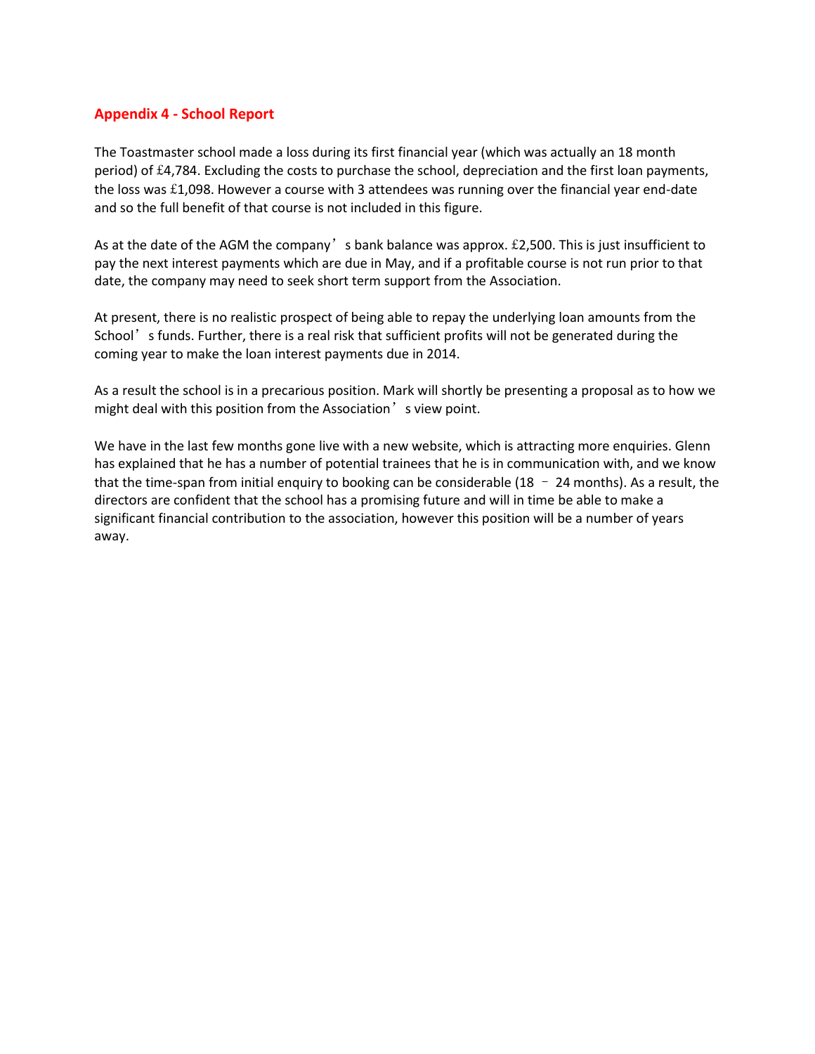## Appendix 4 - School Report

The Toastmaster school made a loss during its first financial year (which was actually an 18 month period) of £4,784. Excluding the costs to purchase the school, depreciation and the first loan payments, the loss was £1,098. However a course with 3 attendees was running over the financial year end-date and so the full benefit of that course is not included in this figure.

As at the date of the AGM the company's bank balance was approx. £2,500. This is just insufficient to pay the next interest payments which are due in May, and if a profitable course is not run prior to that date, the company may need to seek short term support from the Association.

At present, there is no realistic prospect of being able to repay the underlying loan amounts from the School's funds. Further, there is a real risk that sufficient profits will not be generated during the coming year to make the loan interest payments due in 2014.

As a result the school is in a precarious position. Mark will shortly be presenting a proposal as to how we might deal with this position from the Association's view point.

We have in the last few months gone live with a new website, which is attracting more enquiries. Glenn has explained that he has a number of potential trainees that he is in communication with, and we know that the time-span from initial enquiry to booking can be considerable (18 – 24 months). As a result, the directors are confident that the school has a promising future and will in time be able to make a significant financial contribution to the association, however this position will be a number of years away.